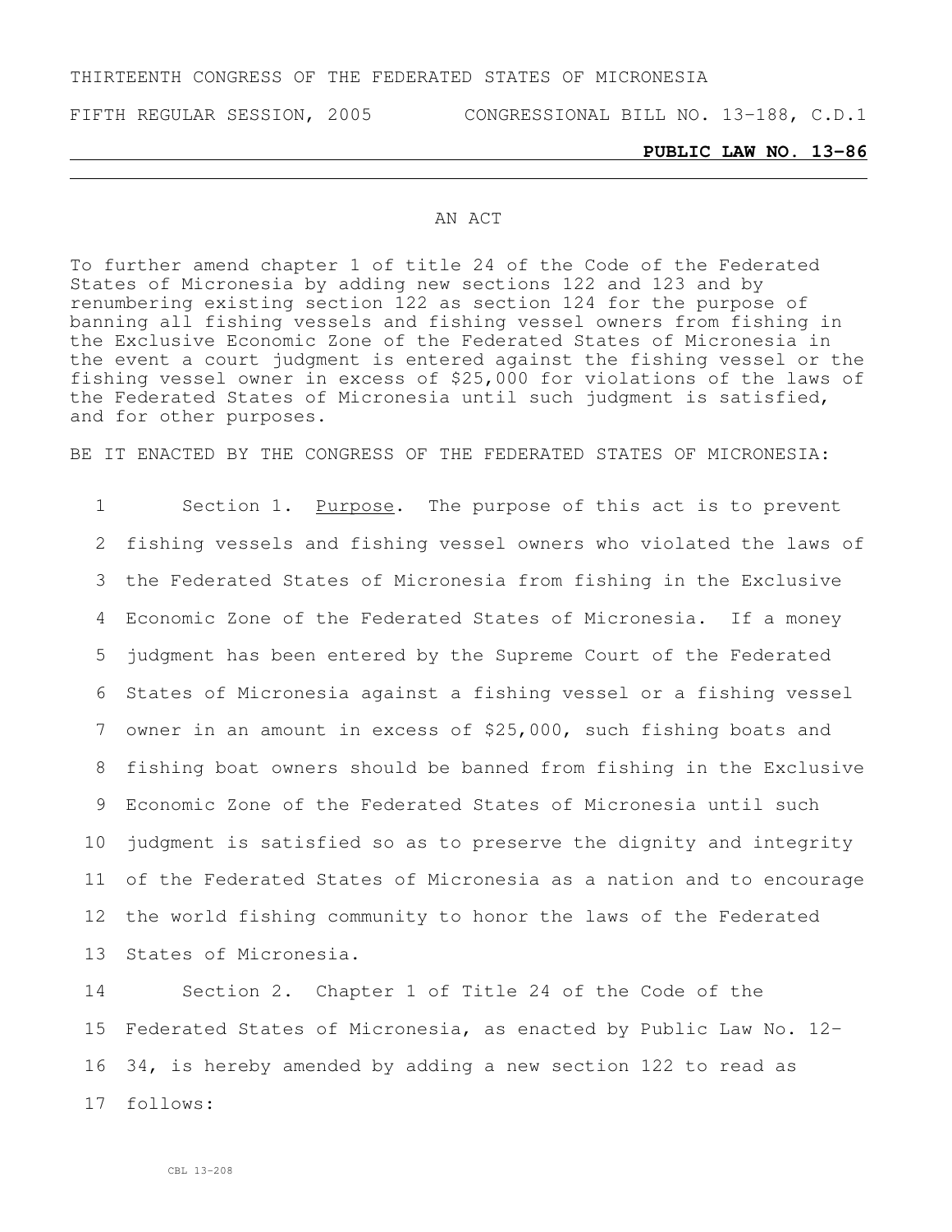THIRTEENTH CONGRESS OF THE FEDERATED STATES OF MICRONESIA

FIFTH REGULAR SESSION, 2005 CONGRESSIONAL BILL NO. 13-188, C.D.1

**PUBLIC LAW NO. 13-86**

AN ACT

To further amend chapter 1 of title 24 of the Code of the Federated States of Micronesia by adding new sections 122 and 123 and by renumbering existing section 122 as section 124 for the purpose of banning all fishing vessels and fishing vessel owners from fishing in the Exclusive Economic Zone of the Federated States of Micronesia in the event a court judgment is entered against the fishing vessel or the fishing vessel owner in excess of $25,000 for violations of the laws of the Federated States of Micronesia until such judgment is satisfied, and for other purposes.

BE IT ENACTED BY THE CONGRESS OF THE FEDERATED STATES OF MICRONESIA:

1 Section 1. Purpose. The purpose of this act is to prevent
2 fishing vessels and fishing vessel owners who violated the laws of
3 the Federated States of Micronesia from fishing in the Exclusive
4 Economic Zone of the Federated States of Micronesia. If a money
5 judgment has been entered by the Supreme Court of the Federated
6 States of Micronesia against a fishing vessel or a fishing vessel
7 owner in an amount in excess of $25,000, such fishing boats and
8 fishing boat owners should be banned from fishing in the Exclusive
9 Economic Zone of the Federated States of Micronesia until such
10 judgment is satisfied so as to preserve the dignity and integrity
11 of the Federated States of Micronesia as a nation and to encourage
12 the world fishing community to honor the laws of the Federated
13 States of Micronesia.

14 Section 2. Chapter 1 of Title 24 of the Code of the
15 Federated States of Micronesia, as enacted by Public Law No. 12-
16 34, is hereby amended by adding a new section 122 to read as
17 follows: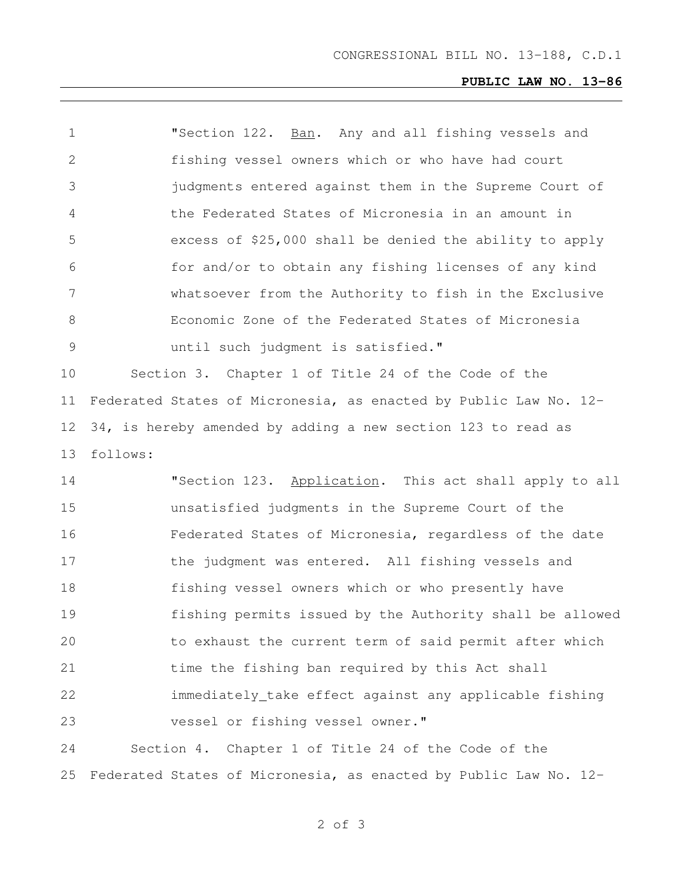"Section 122. Ban. Any and all fishing vessels and fishing vessel owners which or who have had court judgments entered against them in the Supreme Court of the Federated States of Micronesia in an amount in excess of $25,000 shall be denied the ability to apply for and/or to obtain any fishing licenses of any kind whatsoever from the Authority to fish in the Exclusive Economic Zone of the Federated States of Micronesia until such judgment is satisfied."

Section 3. Chapter 1 of Title 24 of the Code of the Federated States of Micronesia, as enacted by Public Law No. 12-34, is hereby amended by adding a new section 123 to read as follows:

"Section 123. Application. This act shall apply to all unsatisfied judgments in the Supreme Court of the Federated States of Micronesia, regardless of the date the judgment was entered. All fishing vessels and fishing vessel owners which or who presently have fishing permits issued by the Authority shall be allowed to exhaust the current term of said permit after which time the fishing ban required by this Act shall immediately_take effect against any applicable fishing vessel or fishing vessel owner."

Section 4. Chapter 1 of Title 24 of the Code of the Federated States of Micronesia, as enacted by Public Law No. 12-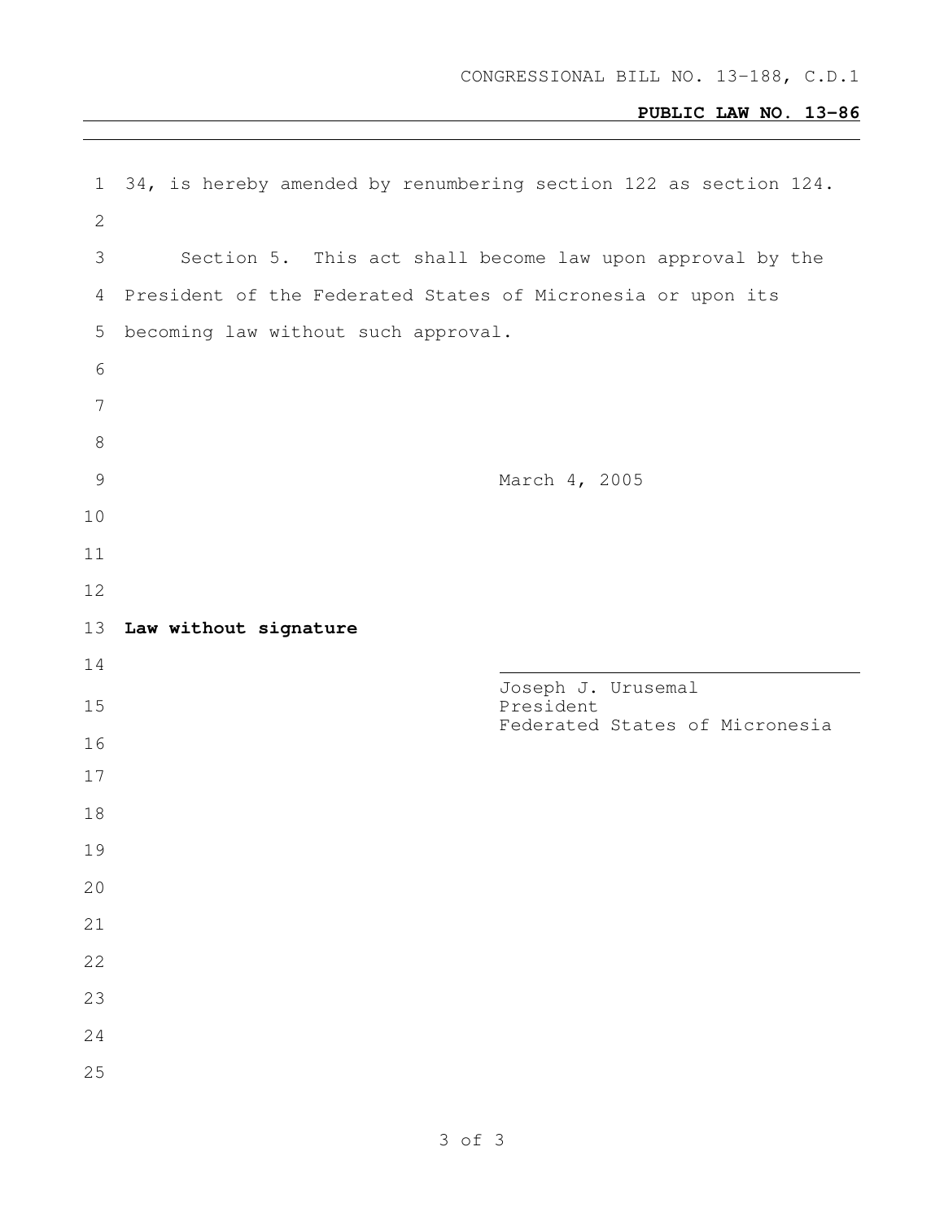34, is hereby amended by renumbering section 122 as section 124.

Section 5. This act shall become law upon approval by the President of the Federated States of Micronesia or upon its becoming law without such approval.

March 4, 2005

**Law without signature**

Joseph J. Urusemal
President
Federated States of Micronesia